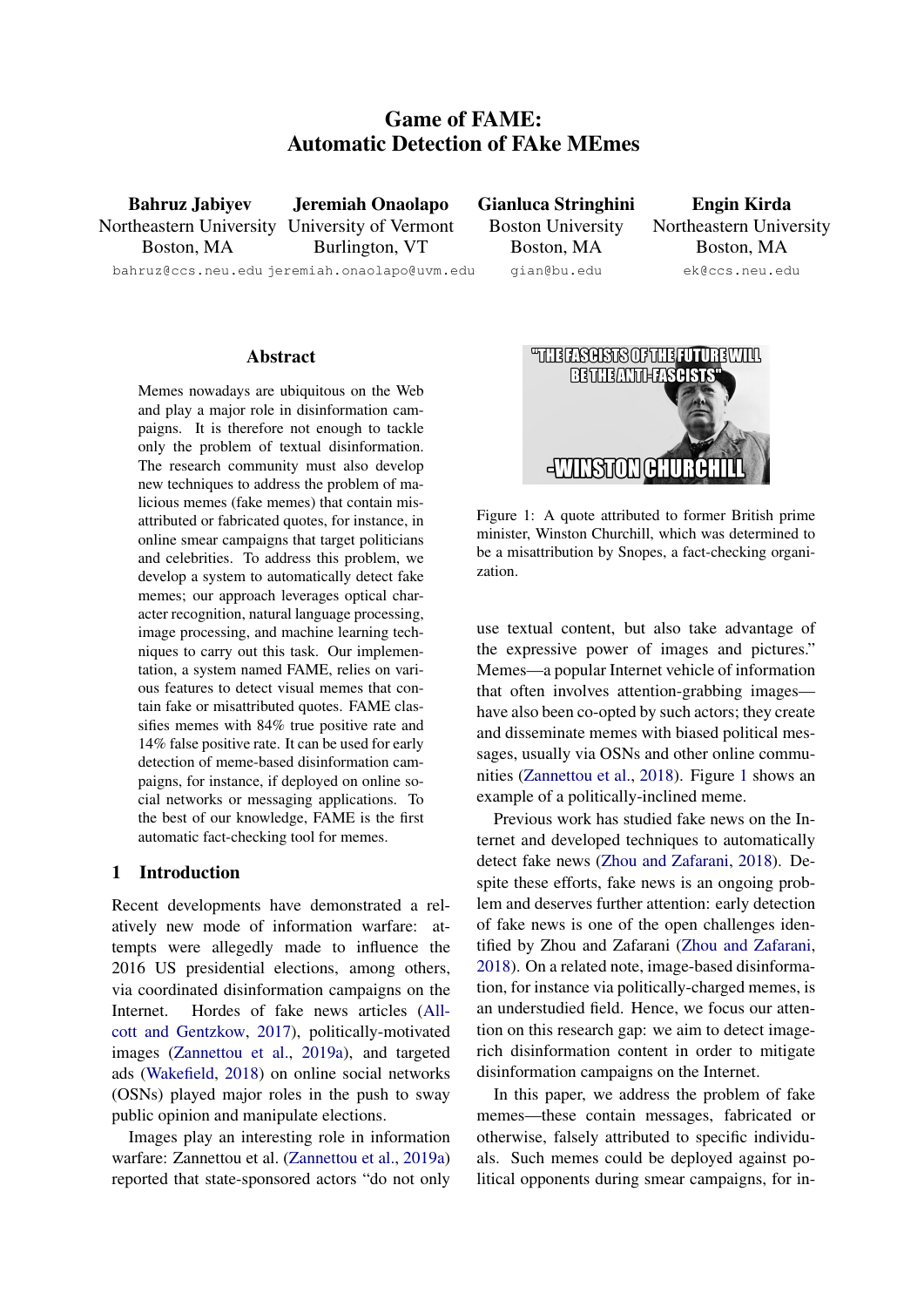# Game of FAME: Automatic Detection of FAke MEmes

**Bahruz Jabiyev**
Northeastern University
Boston, MA
bahruz@ccs.neu.edu

**Jeremiah Onaolapo**
University of Vermont
Burlington, VT
jeremiah.onaolapo@uvm.edu

**Gianluca Stringhini**
Boston University
Boston, MA
gian@bu.edu

**Engin Kirda**
Northeastern University
Boston, MA
ek@ccs.neu.edu

## Abstract

Memes nowadays are ubiquitous on the Web and play a major role in disinformation campaigns. It is therefore not enough to tackle only the problem of textual disinformation. The research community must also develop new techniques to address the problem of malicious memes (fake memes) that contain misattributed or fabricated quotes, for instance, in online smear campaigns that target politicians and celebrities. To address this problem, we develop a system to automatically detect fake memes; our approach leverages optical character recognition, natural language processing, image processing, and machine learning techniques to carry out this task. Our implementation, a system named FAME, relies on various features to detect visual memes that contain fake or misattributed quotes. FAME classifies memes with 84% true positive rate and 14% false positive rate. It can be used for early detection of meme-based disinformation campaigns, for instance, if deployed on online social networks or messaging applications. To the best of our knowledge, FAME is the first automatic fact-checking tool for memes.

## 1 Introduction

Recent developments have demonstrated a relatively new mode of information warfare: attempts were allegedly made to influence the 2016 US presidential elections, among others, via coordinated disinformation campaigns on the Internet. Hordes of fake news articles (Allcott and Gentzkow, 2017), politically-motivated images (Zannettou et al., 2019a), and targeted ads (Wakefield, 2018) on online social networks (OSNs) played major roles in the push to sway public opinion and manipulate elections.

Images play an interesting role in information warfare: Zannettou et al. (Zannettou et al., 2019a) reported that state-sponsored actors "do not only use textual content, but also take advantage of the expressive power of images and pictures." Memes—a popular Internet vehicle of information that often involves attention-grabbing images—have also been co-opted by such actors; they create and disseminate memes with biased political messages, usually via OSNs and other online communities (Zannettou et al., 2018). Figure 1 shows an example of a politically-inclined meme.

Figure 1: A quote attributed to former British prime minister, Winston Churchill, which was determined to be a misattribution by Snopes, a fact-checking organization.

Previous work has studied fake news on the Internet and developed techniques to automatically detect fake news (Zhou and Zafarani, 2018). Despite these efforts, fake news is an ongoing problem and deserves further attention: early detection of fake news is one of the open challenges identified by Zhou and Zafarani (Zhou and Zafarani, 2018). On a related note, image-based disinformation, for instance via politically-charged memes, is an understudied field. Hence, we focus our attention on this research gap: we aim to detect image-rich disinformation content in order to mitigate disinformation campaigns on the Internet.

In this paper, we address the problem of fake memes—these contain messages, fabricated or otherwise, falsely attributed to specific individuals. Such memes could be deployed against political opponents during smear campaigns, for in-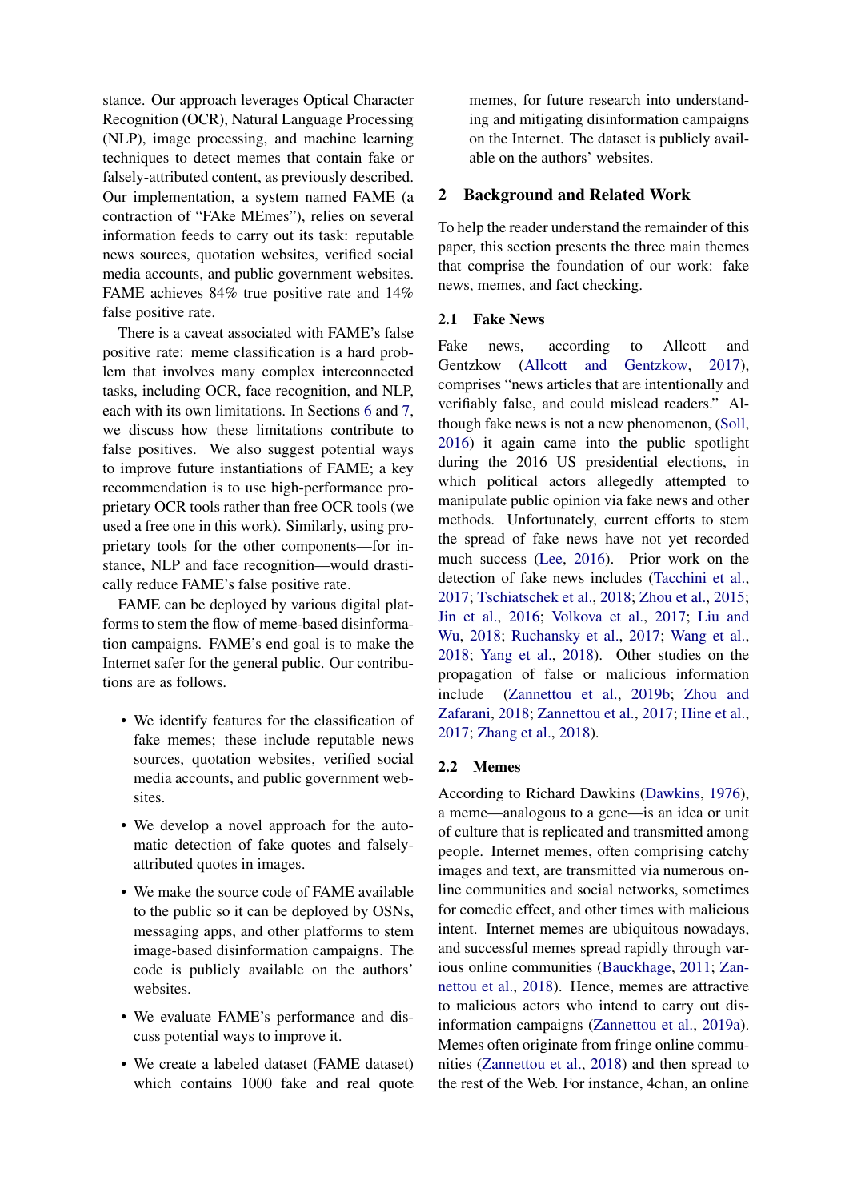stance. Our approach leverages Optical Character Recognition (OCR), Natural Language Processing (NLP), image processing, and machine learning techniques to detect memes that contain fake or falsely-attributed content, as previously described. Our implementation, a system named FAME (a contraction of "FAke MEmes"), relies on several information feeds to carry out its task: reputable news sources, quotation websites, verified social media accounts, and public government websites. FAME achieves 84% true positive rate and 14% false positive rate.

There is a caveat associated with FAME's false positive rate: meme classification is a hard problem that involves many complex interconnected tasks, including OCR, face recognition, and NLP, each with its own limitations. In Sections 6 and 7, we discuss how these limitations contribute to false positives. We also suggest potential ways to improve future instantiations of FAME; a key recommendation is to use high-performance proprietary OCR tools rather than free OCR tools (we used a free one in this work). Similarly, using proprietary tools for the other components—for instance, NLP and face recognition—would drastically reduce FAME's false positive rate.

FAME can be deployed by various digital platforms to stem the flow of meme-based disinformation campaigns. FAME's end goal is to make the Internet safer for the general public. Our contributions are as follows.

- We identify features for the classification of fake memes; these include reputable news sources, quotation websites, verified social media accounts, and public government websites.
- We develop a novel approach for the automatic detection of fake quotes and falsely-attributed quotes in images.
- We make the source code of FAME available to the public so it can be deployed by OSNs, messaging apps, and other platforms to stem image-based disinformation campaigns. The code is publicly available on the authors' websites.
- We evaluate FAME's performance and discuss potential ways to improve it.
- We create a labeled dataset (FAME dataset) which contains 1000 fake and real quote memes, for future research into understanding and mitigating disinformation campaigns on the Internet. The dataset is publicly available on the authors' websites.

## 2 Background and Related Work

To help the reader understand the remainder of this paper, this section presents the three main themes that comprise the foundation of our work: fake news, memes, and fact checking.

### 2.1 Fake News

Fake news, according to Allcott and Gentzkow (Allcott and Gentzkow, 2017), comprises "news articles that are intentionally and verifiably false, and could mislead readers." Although fake news is not a new phenomenon, (Soll, 2016) it again came into the public spotlight during the 2016 US presidential elections, in which political actors allegedly attempted to manipulate public opinion via fake news and other methods. Unfortunately, current efforts to stem the spread of fake news have not yet recorded much success (Lee, 2016). Prior work on the detection of fake news includes (Tacchini et al., 2017; Tschiatschek et al., 2018; Zhou et al., 2015; Jin et al., 2016; Volkova et al., 2017; Liu and Wu, 2018; Ruchansky et al., 2017; Wang et al., 2018; Yang et al., 2018). Other studies on the propagation of false or malicious information include (Zannettou et al., 2019b; Zhou and Zafarani, 2018; Zannettou et al., 2017; Hine et al., 2017; Zhang et al., 2018).

### 2.2 Memes

According to Richard Dawkins (Dawkins, 1976), a meme—analogous to a gene—is an idea or unit of culture that is replicated and transmitted among people. Internet memes, often comprising catchy images and text, are transmitted via numerous online communities and social networks, sometimes for comedic effect, and other times with malicious intent. Internet memes are ubiquitous nowadays, and successful memes spread rapidly through various online communities (Bauckhage, 2011; Zannettou et al., 2018). Hence, memes are attractive to malicious actors who intend to carry out disinformation campaigns (Zannettou et al., 2019a). Memes often originate from fringe online communities (Zannettou et al., 2018) and then spread to the rest of the Web. For instance, 4chan, an online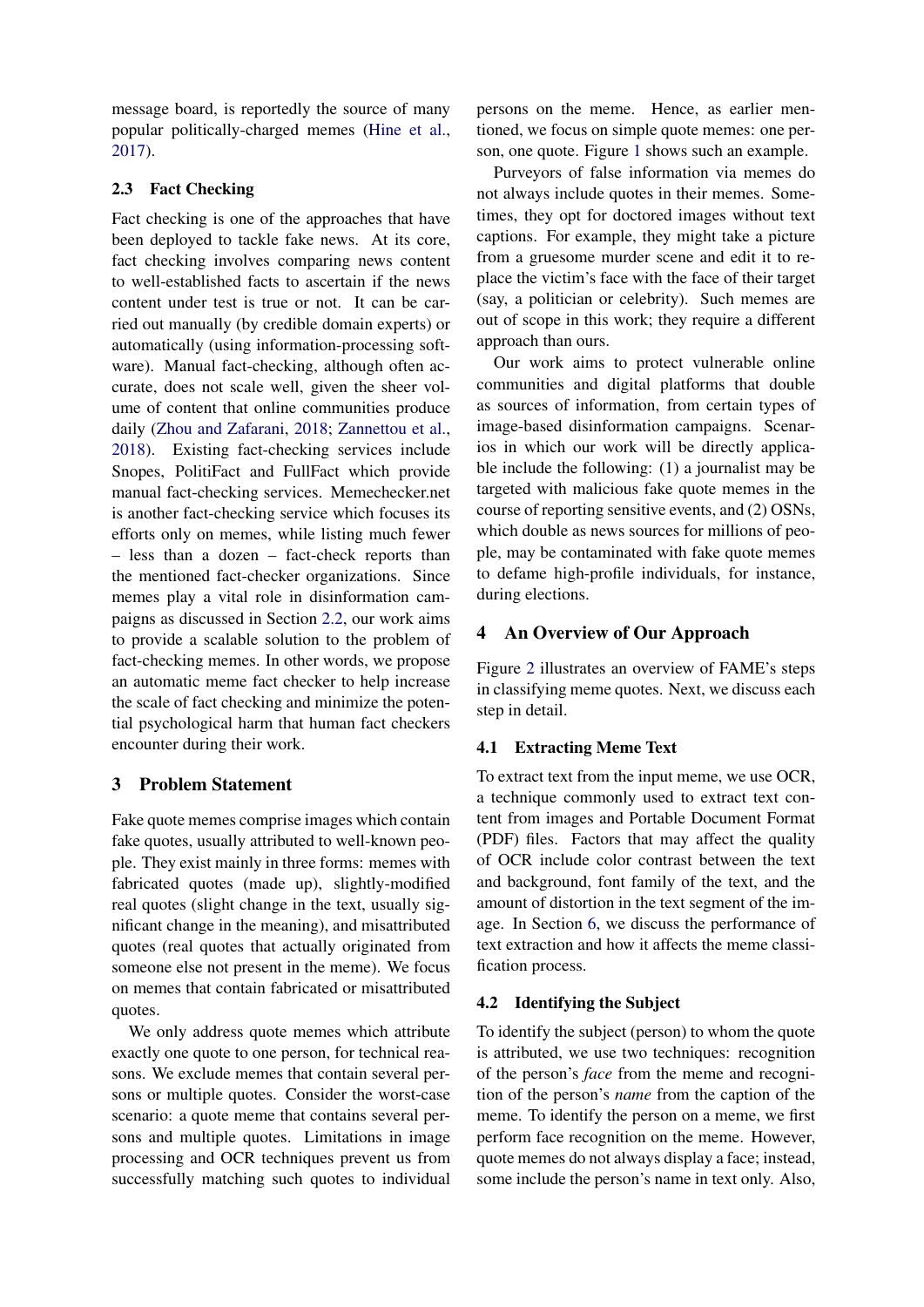message board, is reportedly the source of many popular politically-charged memes (Hine et al., 2017).

### 2.3 Fact Checking

Fact checking is one of the approaches that have been deployed to tackle fake news. At its core, fact checking involves comparing news content to well-established facts to ascertain if the news content under test is true or not. It can be carried out manually (by credible domain experts) or automatically (using information-processing software). Manual fact-checking, although often accurate, does not scale well, given the sheer volume of content that online communities produce daily (Zhou and Zafarani, 2018; Zannettou et al., 2018). Existing fact-checking services include Snopes, PolitiFact and FullFact which provide manual fact-checking services. Memechecker.net is another fact-checking service which focuses its efforts only on memes, while listing much fewer – less than a dozen – fact-check reports than the mentioned fact-checker organizations. Since memes play a vital role in disinformation campaigns as discussed in Section 2.2, our work aims to provide a scalable solution to the problem of fact-checking memes. In other words, we propose an automatic meme fact checker to help increase the scale of fact checking and minimize the potential psychological harm that human fact checkers encounter during their work.

## 3 Problem Statement

Fake quote memes comprise images which contain fake quotes, usually attributed to well-known people. They exist mainly in three forms: memes with fabricated quotes (made up), slightly-modified real quotes (slight change in the text, usually significant change in the meaning), and misattributed quotes (real quotes that actually originated from someone else not present in the meme). We focus on memes that contain fabricated or misattributed quotes.

We only address quote memes which attribute exactly one quote to one person, for technical reasons. We exclude memes that contain several persons or multiple quotes. Consider the worst-case scenario: a quote meme that contains several persons and multiple quotes. Limitations in image processing and OCR techniques prevent us from successfully matching such quotes to individual persons on the meme. Hence, as earlier mentioned, we focus on simple quote memes: one person, one quote. Figure 1 shows such an example.

Purveyors of false information via memes do not always include quotes in their memes. Sometimes, they opt for doctored images without text captions. For example, they might take a picture from a gruesome murder scene and edit it to replace the victim's face with the face of their target (say, a politician or celebrity). Such memes are out of scope in this work; they require a different approach than ours.

Our work aims to protect vulnerable online communities and digital platforms that double as sources of information, from certain types of image-based disinformation campaigns. Scenarios in which our work will be directly applicable include the following: (1) a journalist may be targeted with malicious fake quote memes in the course of reporting sensitive events, and (2) OSNs, which double as news sources for millions of people, may be contaminated with fake quote memes to defame high-profile individuals, for instance, during elections.

## 4 An Overview of Our Approach

Figure 2 illustrates an overview of FAME's steps in classifying meme quotes. Next, we discuss each step in detail.

### 4.1 Extracting Meme Text

To extract text from the input meme, we use OCR, a technique commonly used to extract text content from images and Portable Document Format (PDF) files. Factors that may affect the quality of OCR include color contrast between the text and background, font family of the text, and the amount of distortion in the text segment of the image. In Section 6, we discuss the performance of text extraction and how it affects the meme classification process.

### 4.2 Identifying the Subject

To identify the subject (person) to whom the quote is attributed, we use two techniques: recognition of the person's *face* from the meme and recognition of the person's *name* from the caption of the meme. To identify the person on a meme, we first perform face recognition on the meme. However, quote memes do not always display a face; instead, some include the person's name in text only. Also,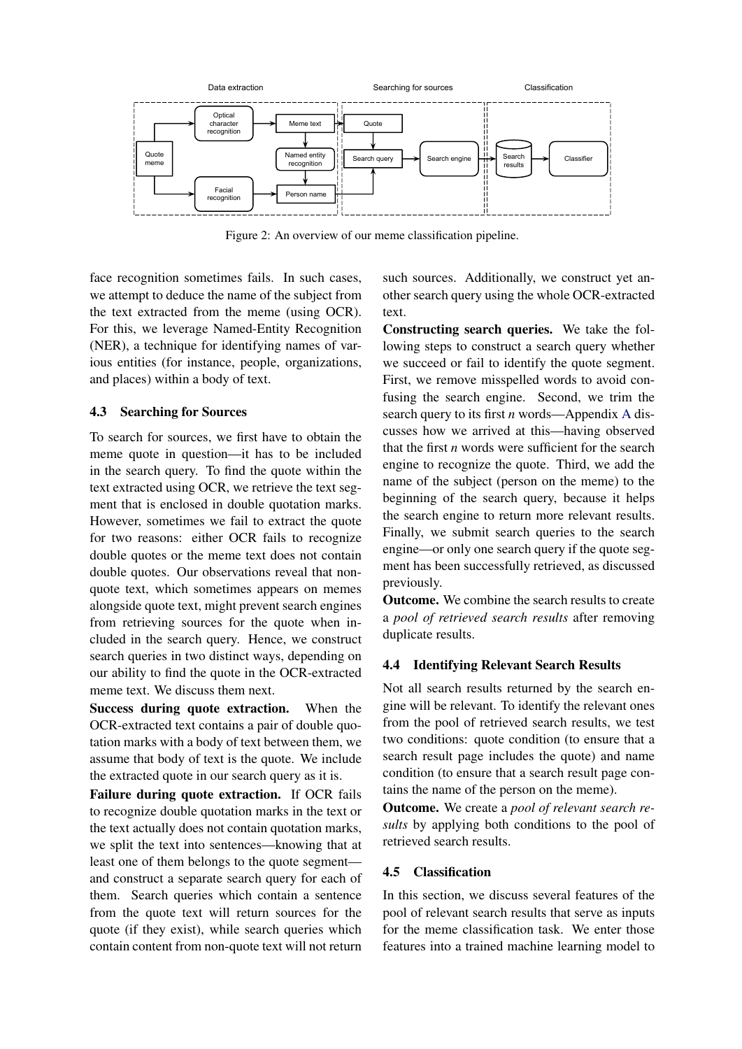Figure 2: An overview of our meme classification pipeline.

face recognition sometimes fails. In such cases, we attempt to deduce the name of the subject from the text extracted from the meme (using OCR). For this, we leverage Named-Entity Recognition (NER), a technique for identifying names of various entities (for instance, people, organizations, and places) within a body of text.

### 4.3 Searching for Sources

To search for sources, we first have to obtain the meme quote in question—it has to be included in the search query. To find the quote within the text extracted using OCR, we retrieve the text segment that is enclosed in double quotation marks. However, sometimes we fail to extract the quote for two reasons: either OCR fails to recognize double quotes or the meme text does not contain double quotes. Our observations reveal that non-quote text, which sometimes appears on memes alongside quote text, might prevent search engines from retrieving sources for the quote when included in the search query. Hence, we construct search queries in two distinct ways, depending on our ability to find the quote in the OCR-extracted meme text. We discuss them next.

**Success during quote extraction.** When the OCR-extracted text contains a pair of double quotation marks with a body of text between them, we assume that body of text is the quote. We include the extracted quote in our search query as it is.

**Failure during quote extraction.** If OCR fails to recognize double quotation marks in the text or the text actually does not contain quotation marks, we split the text into sentences—knowing that at least one of them belongs to the quote segment—and construct a separate search query for each of them. Search queries which contain a sentence from the quote text will return sources for the quote (if they exist), while search queries which contain content from non-quote text will not return such sources. Additionally, we construct yet another search query using the whole OCR-extracted text.

**Constructing search queries.** We take the following steps to construct a search query whether we succeed or fail to identify the quote segment. First, we remove misspelled words to avoid confusing the search engine. Second, we trim the search query to its first $n$ words—Appendix A discusses how we arrived at this—having observed that the first $n$ words were sufficient for the search engine to recognize the quote. Third, we add the name of the subject (person on the meme) to the beginning of the search query, because it helps the search engine to return more relevant results. Finally, we submit search queries to the search engine—or only one search query if the quote segment has been successfully retrieved, as discussed previously.

**Outcome.** We combine the search results to create a *pool of retrieved search results* after removing duplicate results.

### 4.4 Identifying Relevant Search Results

Not all search results returned by the search engine will be relevant. To identify the relevant ones from the pool of retrieved search results, we test two conditions: quote condition (to ensure that a search result page includes the quote) and name condition (to ensure that a search result page contains the name of the person on the meme).

**Outcome.** We create a *pool of relevant search results* by applying both conditions to the pool of retrieved search results.

### 4.5 Classification

In this section, we discuss several features of the pool of relevant search results that serve as inputs for the meme classification task. We enter those features into a trained machine learning model to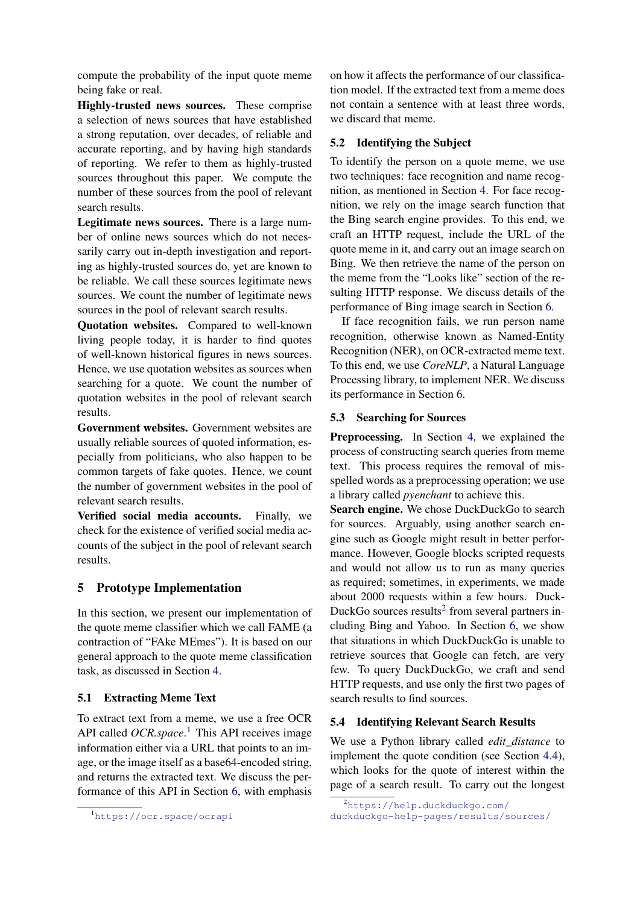compute the probability of the input quote meme being fake or real.

**Highly-trusted news sources.** These comprise a selection of news sources that have established a strong reputation, over decades, of reliable and accurate reporting, and by having high standards of reporting. We refer to them as highly-trusted sources throughout this paper. We compute the number of these sources from the pool of relevant search results.

**Legitimate news sources.** There is a large number of online news sources which do not necessarily carry out in-depth investigation and reporting as highly-trusted sources do, yet are known to be reliable. We call these sources legitimate news sources. We count the number of legitimate news sources in the pool of relevant search results.

**Quotation websites.** Compared to well-known living people today, it is harder to find quotes of well-known historical figures in news sources. Hence, we use quotation websites as sources when searching for a quote. We count the number of quotation websites in the pool of relevant search results.

**Government websites.** Government websites are usually reliable sources of quoted information, especially from politicians, who also happen to be common targets of fake quotes. Hence, we count the number of government websites in the pool of relevant search results.

**Verified social media accounts.** Finally, we check for the existence of verified social media accounts of the subject in the pool of relevant search results.

## 5 Prototype Implementation

In this section, we present our implementation of the quote meme classifier which we call FAME (a contraction of "FAke MEmes"). It is based on our general approach to the quote meme classification task, as discussed in Section 4.

### 5.1 Extracting Meme Text

To extract text from a meme, we use a free OCR API called *OCR.space*.[1] This API receives image information either via a URL that points to an image, or the image itself as a base64-encoded string, and returns the extracted text. We discuss the performance of this API in Section 6, with emphasis on how it affects the performance of our classification model. If the extracted text from a meme does not contain a sentence with at least three words, we discard that meme.

### 5.2 Identifying the Subject

To identify the person on a quote meme, we use two techniques: face recognition and name recognition, as mentioned in Section 4. For face recognition, we rely on the image search function that the Bing search engine provides. To this end, we craft an HTTP request, include the URL of the quote meme in it, and carry out an image search on Bing. We then retrieve the name of the person on the meme from the "Looks like" section of the resulting HTTP response. We discuss details of the performance of Bing image search in Section 6.

If face recognition fails, we run person name recognition, otherwise known as Named-Entity Recognition (NER), on OCR-extracted meme text. To this end, we use *CoreNLP*, a Natural Language Processing library, to implement NER. We discuss its performance in Section 6.

### 5.3 Searching for Sources

**Preprocessing.** In Section 4, we explained the process of constructing search queries from meme text. This process requires the removal of misspelled words as a preprocessing operation; we use a library called *pyenchant* to achieve this.

**Search engine.** We chose DuckDuckGo to search for sources. Arguably, using another search engine such as Google might result in better performance. However, Google blocks scripted requests and would not allow us to run as many queries as required; sometimes, in experiments, we made about 2000 requests within a few hours. DuckDuckGo sources results[2] from several partners including Bing and Yahoo. In Section 6, we show that situations in which DuckDuckGo is unable to retrieve sources that Google can fetch, are very few. To query DuckDuckGo, we craft and send HTTP requests, and use only the first two pages of search results to find sources.

### 5.4 Identifying Relevant Search Results

We use a Python library called *edit_distance* to implement the quote condition (see Section 4.4), which looks for the quote of interest within the page of a search result. To carry out the longest

[1] https://ocr.space/ocrapi

[2] https://help.duckduckgo.com/duckduckgo-help-pages/results/sources/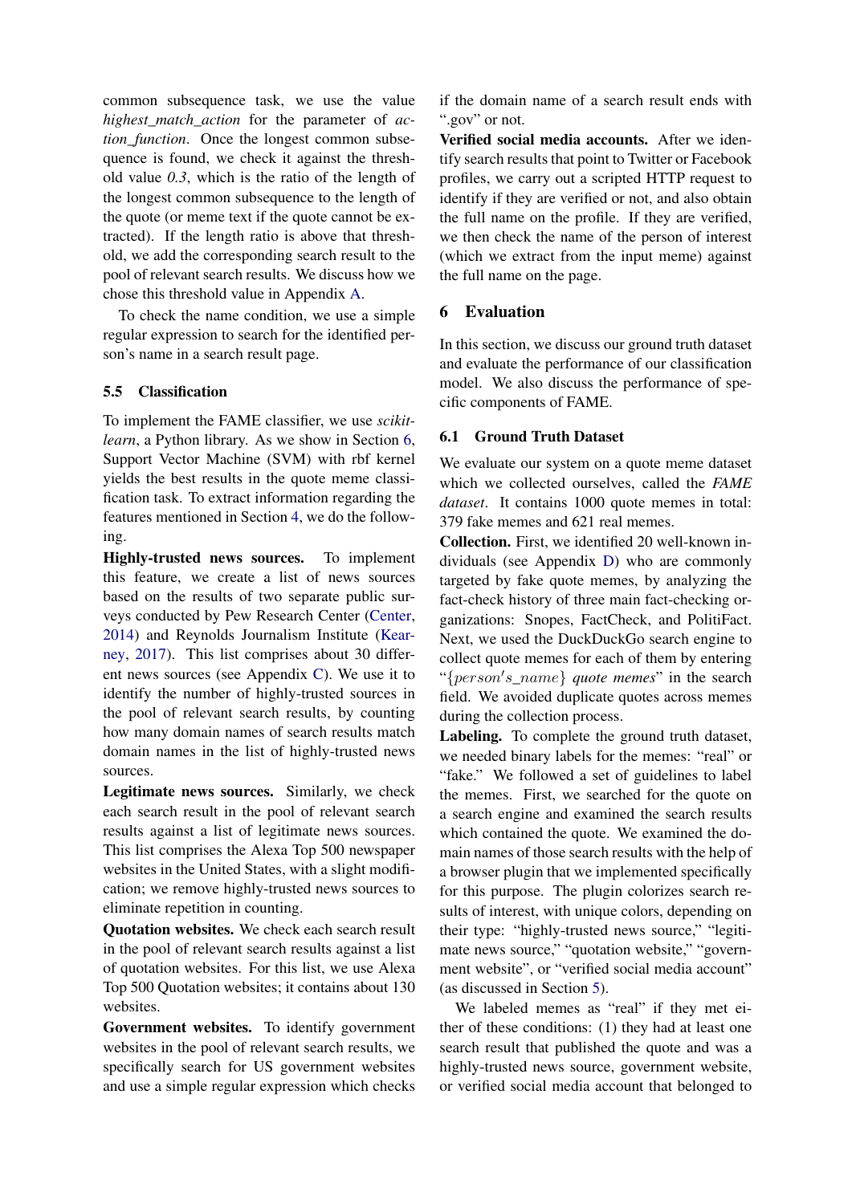common subsequence task, we use the value *highest_match_action* for the parameter of *action_function*. Once the longest common subsequence is found, we check it against the threshold value *0.3*, which is the ratio of the length of the longest common subsequence to the length of the quote (or meme text if the quote cannot be extracted). If the length ratio is above that threshold, we add the corresponding search result to the pool of relevant search results. We discuss how we chose this threshold value in Appendix A.

To check the name condition, we use a simple regular expression to search for the identified person's name in a search result page.

### 5.5 Classification

To implement the FAME classifier, we use *scikit-learn*, a Python library. As we show in Section 6, Support Vector Machine (SVM) with rbf kernel yields the best results in the quote meme classification task. To extract information regarding the features mentioned in Section 4, we do the following.

**Highly-trusted news sources.** To implement this feature, we create a list of news sources based on the results of two separate public surveys conducted by Pew Research Center (Center, 2014) and Reynolds Journalism Institute (Kearney, 2017). This list comprises about 30 different news sources (see Appendix C). We use it to identify the number of highly-trusted sources in the pool of relevant search results, by counting how many domain names of search results match domain names in the list of highly-trusted news sources.

**Legitimate news sources.** Similarly, we check each search result in the pool of relevant search results against a list of legitimate news sources. This list comprises the Alexa Top 500 newspaper websites in the United States, with a slight modification; we remove highly-trusted news sources to eliminate repetition in counting.

**Quotation websites.** We check each search result in the pool of relevant search results against a list of quotation websites. For this list, we use Alexa Top 500 Quotation websites; it contains about 130 websites.

**Government websites.** To identify government websites in the pool of relevant search results, we specifically search for US government websites and use a simple regular expression which checks if the domain name of a search result ends with ".gov" or not.

**Verified social media accounts.** After we identify search results that point to Twitter or Facebook profiles, we carry out a scripted HTTP request to identify if they are verified or not, and also obtain the full name on the profile. If they are verified, we then check the name of the person of interest (which we extract from the input meme) against the full name on the page.

## 6 Evaluation

In this section, we discuss our ground truth dataset and evaluate the performance of our classification model. We also discuss the performance of specific components of FAME.

### 6.1 Ground Truth Dataset

We evaluate our system on a quote meme dataset which we collected ourselves, called the *FAME dataset*. It contains 1000 quote memes in total: 379 fake memes and 621 real memes.

**Collection.** First, we identified 20 well-known individuals (see Appendix D) who are commonly targeted by fake quote memes, by analyzing the fact-check history of three main fact-checking organizations: Snopes, FactCheck, and PolitiFact. Next, we used the DuckDuckGo search engine to collect quote memes for each of them by entering "$\{person's\_name\}$ *quote memes*" in the search field. We avoided duplicate quotes across memes during the collection process.

**Labeling.** To complete the ground truth dataset, we needed binary labels for the memes: "real" or "fake." We followed a set of guidelines to label the memes. First, we searched for the quote on a search engine and examined the search results which contained the quote. We examined the domain names of those search results with the help of a browser plugin that we implemented specifically for this purpose. The plugin colorizes search results of interest, with unique colors, depending on their type: "highly-trusted news source," "legitimate news source," "quotation website," "government website", or "verified social media account" (as discussed in Section 5).

We labeled memes as "real" if they met either of these conditions: (1) they had at least one search result that published the quote and was a highly-trusted news source, government website, or verified social media account that belonged to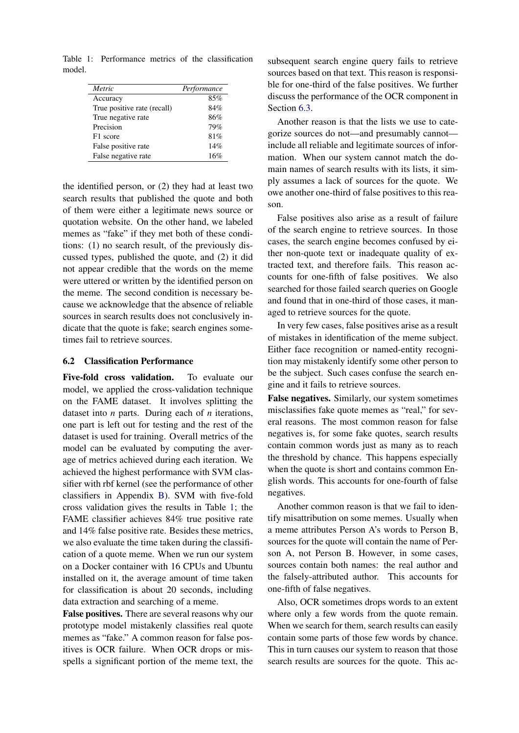Table 1: Performance metrics of the classification model.

| *Metric* | *Performance* |
|---|---|
| Accuracy | 85% |
| True positive rate (recall) | 84% |
| True negative rate | 86% |
| Precision | 79% |
| F1 score | 81% |
| False positive rate | 14% |
| False negative rate | 16% |

the identified person, or (2) they had at least two search results that published the quote and both of them were either a legitimate news source or quotation website. On the other hand, we labeled memes as "fake" if they met both of these conditions: (1) no search result, of the previously discussed types, published the quote, and (2) it did not appear credible that the words on the meme were uttered or written by the identified person on the meme. The second condition is necessary because we acknowledge that the absence of reliable sources in search results does not conclusively indicate that the quote is fake; search engines sometimes fail to retrieve sources.

### 6.2 Classification Performance

**Five-fold cross validation.** To evaluate our model, we applied the cross-validation technique on the FAME dataset. It involves splitting the dataset into $n$ parts. During each of $n$ iterations, one part is left out for testing and the rest of the dataset is used for training. Overall metrics of the model can be evaluated by computing the average of metrics achieved during each iteration. We achieved the highest performance with SVM classifier with rbf kernel (see the performance of other classifiers in Appendix B). SVM with five-fold cross validation gives the results in Table 1; the FAME classifier achieves 84% true positive rate and 14% false positive rate. Besides these metrics, we also evaluate the time taken during the classification of a quote meme. When we run our system on a Docker container with 16 CPUs and Ubuntu installed on it, the average amount of time taken for classification is about 20 seconds, including data extraction and searching of a meme.

**False positives.** There are several reasons why our prototype model mistakenly classifies real quote memes as "fake." A common reason for false positives is OCR failure. When OCR drops or misspells a significant portion of the meme text, the subsequent search engine query fails to retrieve sources based on that text. This reason is responsible for one-third of the false positives. We further discuss the performance of the OCR component in Section 6.3.

Another reason is that the lists we use to categorize sources do not—and presumably cannot—include all reliable and legitimate sources of information. When our system cannot match the domain names of search results with its lists, it simply assumes a lack of sources for the quote. We owe another one-third of false positives to this reason.

False positives also arise as a result of failure of the search engine to retrieve sources. In those cases, the search engine becomes confused by either non-quote text or inadequate quality of extracted text, and therefore fails. This reason accounts for one-fifth of false positives. We also searched for those failed search queries on Google and found that in one-third of those cases, it managed to retrieve sources for the quote.

In very few cases, false positives arise as a result of mistakes in identification of the meme subject. Either face recognition or named-entity recognition may mistakenly identify some other person to be the subject. Such cases confuse the search engine and it fails to retrieve sources.

**False negatives.** Similarly, our system sometimes misclassifies fake quote memes as "real," for several reasons. The most common reason for false negatives is, for some fake quotes, search results contain common words just as many as to reach the threshold by chance. This happens especially when the quote is short and contains common English words. This accounts for one-fourth of false negatives.

Another common reason is that we fail to identify misattribution on some memes. Usually when a meme attributes Person A's words to Person B, sources for the quote will contain the name of Person A, not Person B. However, in some cases, sources contain both names: the real author and the falsely-attributed author. This accounts for one-fifth of false negatives.

Also, OCR sometimes drops words to an extent where only a few words from the quote remain. When we search for them, search results can easily contain some parts of those few words by chance. This in turn causes our system to reason that those search results are sources for the quote. This ac-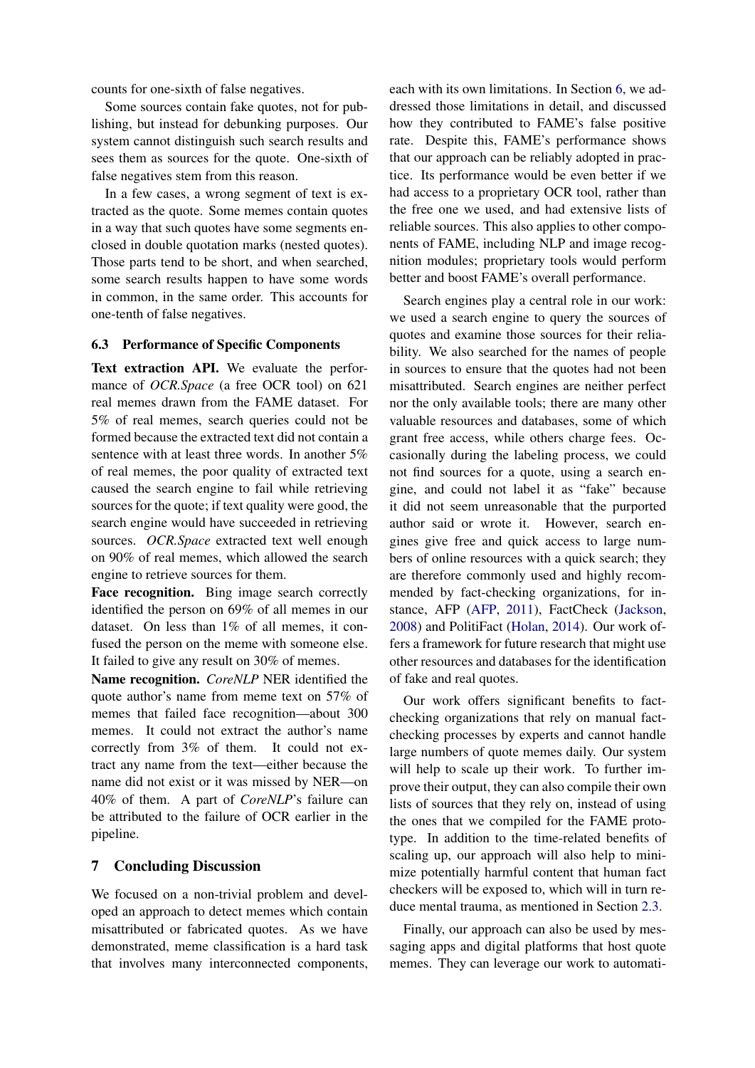counts for one-sixth of false negatives.

Some sources contain fake quotes, not for publishing, but instead for debunking purposes. Our system cannot distinguish such search results and sees them as sources for the quote. One-sixth of false negatives stem from this reason.

In a few cases, a wrong segment of text is extracted as the quote. Some memes contain quotes in a way that such quotes have some segments enclosed in double quotation marks (nested quotes). Those parts tend to be short, and when searched, some search results happen to have some words in common, in the same order. This accounts for one-tenth of false negatives.

### 6.3 Performance of Specific Components

**Text extraction API.** We evaluate the performance of *OCR.Space* (a free OCR tool) on 621 real memes drawn from the FAME dataset. For 5% of real memes, search queries could not be formed because the extracted text did not contain a sentence with at least three words. In another 5% of real memes, the poor quality of extracted text caused the search engine to fail while retrieving sources for the quote; if text quality were good, the search engine would have succeeded in retrieving sources. *OCR.Space* extracted text well enough on 90% of real memes, which allowed the search engine to retrieve sources for them.

**Face recognition.** Bing image search correctly identified the person on 69% of all memes in our dataset. On less than 1% of all memes, it confused the person on the meme with someone else. It failed to give any result on 30% of memes.

**Name recognition.** *CoreNLP* NER identified the quote author's name from meme text on 57% of memes that failed face recognition—about 300 memes. It could not extract the author's name correctly from 3% of them. It could not extract any name from the text—either because the name did not exist or it was missed by NER—on 40% of them. A part of *CoreNLP*'s failure can be attributed to the failure of OCR earlier in the pipeline.

## 7 Concluding Discussion

We focused on a non-trivial problem and developed an approach to detect memes which contain misattributed or fabricated quotes. As we have demonstrated, meme classification is a hard task that involves many interconnected components, each with its own limitations. In Section 6, we addressed those limitations in detail, and discussed how they contributed to FAME's false positive rate. Despite this, FAME's performance shows that our approach can be reliably adopted in practice. Its performance would be even better if we had access to a proprietary OCR tool, rather than the free one we used, and had extensive lists of reliable sources. This also applies to other components of FAME, including NLP and image recognition modules; proprietary tools would perform better and boost FAME's overall performance.

Search engines play a central role in our work: we used a search engine to query the sources of quotes and examine those sources for their reliability. We also searched for the names of people in sources to ensure that the quotes had not been misattributed. Search engines are neither perfect nor the only available tools; there are many other valuable resources and databases, some of which grant free access, while others charge fees. Occasionally during the labeling process, we could not find sources for a quote, using a search engine, and could not label it as "fake" because it did not seem unreasonable that the purported author said or wrote it. However, search engines give free and quick access to large numbers of online resources with a quick search; they are therefore commonly used and highly recommended by fact-checking organizations, for instance, AFP (AFP, 2011), FactCheck (Jackson, 2008) and PolitiFact (Holan, 2014). Our work offers a framework for future research that might use other resources and databases for the identification of fake and real quotes.

Our work offers significant benefits to fact-checking organizations that rely on manual fact-checking processes by experts and cannot handle large numbers of quote memes daily. Our system will help to scale up their work. To further improve their output, they can also compile their own lists of sources that they rely on, instead of using the ones that we compiled for the FAME prototype. In addition to the time-related benefits of scaling up, our approach will also help to minimize potentially harmful content that human fact checkers will be exposed to, which will in turn reduce mental trauma, as mentioned in Section 2.3.

Finally, our approach can also be used by messaging apps and digital platforms that host quote memes. They can leverage our work to automati-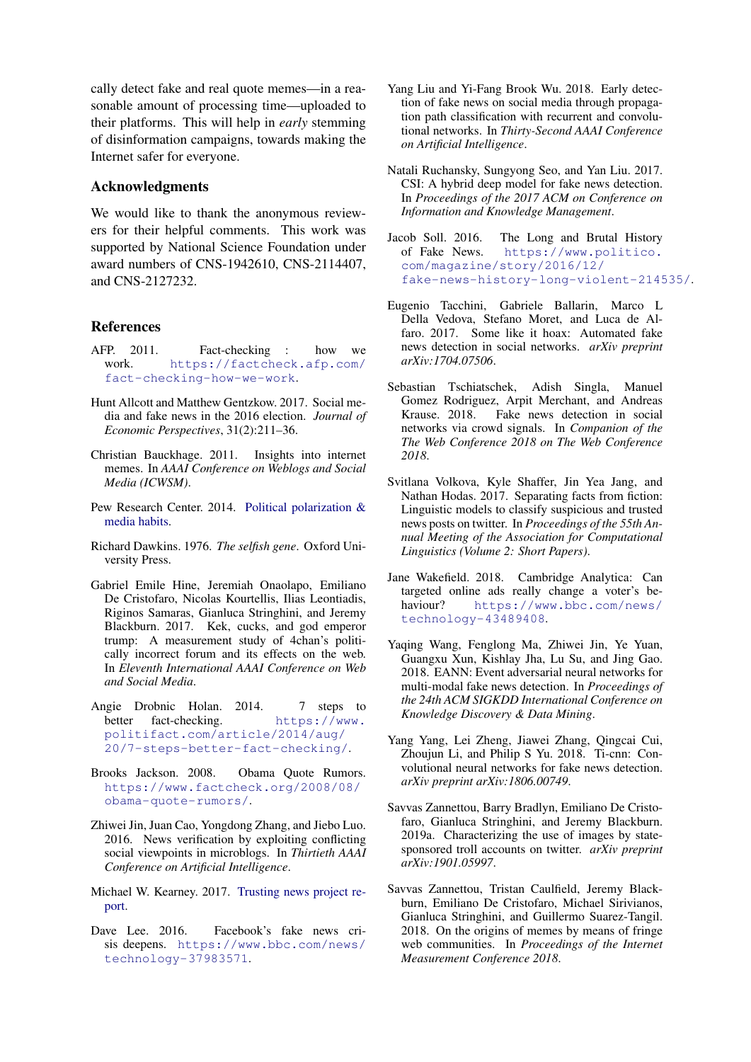cally detect fake and real quote memes—in a reasonable amount of processing time—uploaded to their platforms. This will help in *early* stemming of disinformation campaigns, towards making the Internet safer for everyone.

## Acknowledgments

We would like to thank the anonymous reviewers for their helpful comments. This work was supported by National Science Foundation under award numbers of CNS-1942610, CNS-2114407, and CNS-2127232.

## References

AFP. 2011. Fact-checking : how we work. https://factcheck.afp.com/fact-checking-how-we-work.

Hunt Allcott and Matthew Gentzkow. 2017. Social media and fake news in the 2016 election. *Journal of Economic Perspectives*, 31(2):211–36.

Christian Bauckhage. 2011. Insights into internet memes. In *AAAI Conference on Weblogs and Social Media (ICWSM)*.

Pew Research Center. 2014. Political polarization & media habits.

Richard Dawkins. 1976. *The selfish gene*. Oxford University Press.

Gabriel Emile Hine, Jeremiah Onaolapo, Emiliano De Cristofaro, Nicolas Kourtellis, Ilias Leontiadis, Riginos Samaras, Gianluca Stringhini, and Jeremy Blackburn. 2017. Kek, cucks, and god emperor trump: A measurement study of 4chan's politically incorrect forum and its effects on the web. In *Eleventh International AAAI Conference on Web and Social Media*.

Angie Drobnic Holan. 2014. 7 steps to better fact-checking. https://www.politifact.com/article/2014/aug/20/7-steps-better-fact-checking/.

Brooks Jackson. 2008. Obama Quote Rumors. https://www.factcheck.org/2008/08/obama-quote-rumors/.

Zhiwei Jin, Juan Cao, Yongdong Zhang, and Jiebo Luo. 2016. News verification by exploiting conflicting social viewpoints in microblogs. In *Thirtieth AAAI Conference on Artificial Intelligence*.

Michael W. Kearney. 2017. Trusting news project report.

Dave Lee. 2016. Facebook's fake news crisis deepens. https://www.bbc.com/news/technology-37983571.

Yang Liu and Yi-Fang Brook Wu. 2018. Early detection of fake news on social media through propagation path classification with recurrent and convolutional networks. In *Thirty-Second AAAI Conference on Artificial Intelligence*.

Natali Ruchansky, Sungyong Seo, and Yan Liu. 2017. CSI: A hybrid deep model for fake news detection. In *Proceedings of the 2017 ACM on Conference on Information and Knowledge Management*.

Jacob Soll. 2016. The Long and Brutal History of Fake News. https://www.politico.com/magazine/story/2016/12/fake-news-history-long-violent-214535/.

Eugenio Tacchini, Gabriele Ballarin, Marco L Della Vedova, Stefano Moret, and Luca de Alfaro. 2017. Some like it hoax: Automated fake news detection in social networks. *arXiv preprint arXiv:1704.07506*.

Sebastian Tschiatschek, Adish Singla, Manuel Gomez Rodriguez, Arpit Merchant, and Andreas Krause. 2018. Fake news detection in social networks via crowd signals. In *Companion of the The Web Conference 2018 on The Web Conference 2018*.

Svitlana Volkova, Kyle Shaffer, Jin Yea Jang, and Nathan Hodas. 2017. Separating facts from fiction: Linguistic models to classify suspicious and trusted news posts on twitter. In *Proceedings of the 55th Annual Meeting of the Association for Computational Linguistics (Volume 2: Short Papers)*.

Jane Wakefield. 2018. Cambridge Analytica: Can targeted online ads really change a voter's behaviour? https://www.bbc.com/news/technology-43489408.

Yaqing Wang, Fenglong Ma, Zhiwei Jin, Ye Yuan, Guangxu Xun, Kishlay Jha, Lu Su, and Jing Gao. 2018. EANN: Event adversarial neural networks for multi-modal fake news detection. In *Proceedings of the 24th ACM SIGKDD International Conference on Knowledge Discovery & Data Mining*.

Yang Yang, Lei Zheng, Jiawei Zhang, Qingcai Cui, Zhoujun Li, and Philip S Yu. 2018. Ti-cnn: Convolutional neural networks for fake news detection. *arXiv preprint arXiv:1806.00749*.

Savvas Zannettou, Barry Bradlyn, Emiliano De Cristofaro, Gianluca Stringhini, and Jeremy Blackburn. 2019a. Characterizing the use of images by state-sponsored troll accounts on twitter. *arXiv preprint arXiv:1901.05997*.

Savvas Zannettou, Tristan Caulfield, Jeremy Blackburn, Emiliano De Cristofaro, Michael Sirivianos, Gianluca Stringhini, and Guillermo Suarez-Tangil. 2018. On the origins of memes by means of fringe web communities. In *Proceedings of the Internet Measurement Conference 2018*.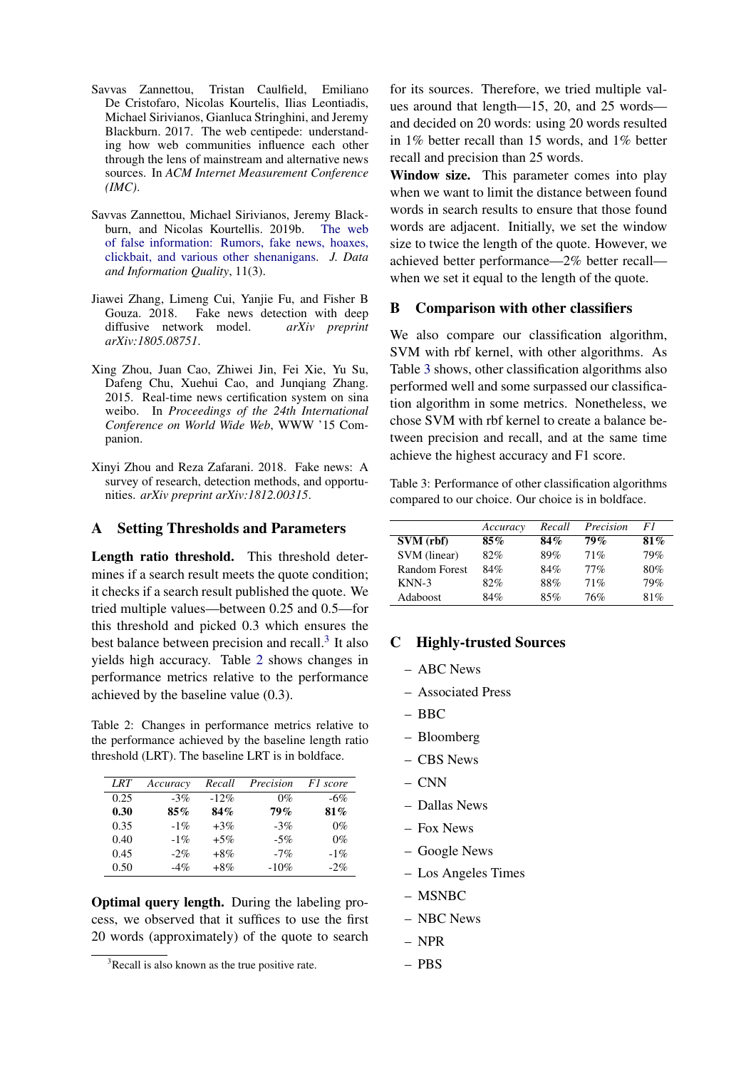Savvas Zannettou, Tristan Caulfield, Emiliano De Cristofaro, Nicolas Kourtelis, Ilias Leontiadis, Michael Sirivianos, Gianluca Stringhini, and Jeremy Blackburn. 2017. The web centipede: understanding how web communities influence each other through the lens of mainstream and alternative news sources. In *ACM Internet Measurement Conference (IMC)*.

Savvas Zannettou, Michael Sirivianos, Jeremy Blackburn, and Nicolas Kourtellis. 2019b. The web of false information: Rumors, fake news, hoaxes, clickbait, and various other shenanigans. *J. Data and Information Quality*, 11(3).

Jiawei Zhang, Limeng Cui, Yanjie Fu, and Fisher B Gouza. 2018. Fake news detection with deep diffusive network model. *arXiv preprint arXiv:1805.08751*.

Xing Zhou, Juan Cao, Zhiwei Jin, Fei Xie, Yu Su, Dafeng Chu, Xuehui Cao, and Junqiang Zhang. 2015. Real-time news certification system on sina weibo. In *Proceedings of the 24th International Conference on World Wide Web*, WWW '15 Companion.

Xinyi Zhou and Reza Zafarani. 2018. Fake news: A survey of research, detection methods, and opportunities. *arXiv preprint arXiv:1812.00315*.

## A Setting Thresholds and Parameters

**Length ratio threshold.** This threshold determines if a search result meets the quote condition; it checks if a search result published the quote. We tried multiple values—between 0.25 and 0.5—for this threshold and picked 0.3 which ensures the best balance between precision and recall.[3] It also yields high accuracy. Table 2 shows changes in performance metrics relative to the performance achieved by the baseline value (0.3).

Table 2: Changes in performance metrics relative to the performance achieved by the baseline length ratio threshold (LRT). The baseline LRT is in boldface.

| *LRT* | *Accuracy* | *Recall* | *Precision* | *F1 score* |
|---|---|---|---|---|
| 0.25 | -3% | -12% | 0% | -6% |
| **0.30** | **85%** | **84%** | **79%** | **81%** |
| 0.35 | -1% | +3% | -3% | 0% |
| 0.40 | -1% | +5% | -5% | 0% |
| 0.45 | -2% | +8% | -7% | -1% |
| 0.50 | -4% | +8% | -10% | -2% |

**Optimal query length.** During the labeling process, we observed that it suffices to use the first 20 words (approximately) of the quote to search for its sources. Therefore, we tried multiple values around that length—15, 20, and 25 words—and decided on 20 words: using 20 words resulted in 1% better recall than 15 words, and 1% better recall and precision than 25 words.

**Window size.** This parameter comes into play when we want to limit the distance between found words in search results to ensure that those found words are adjacent. Initially, we set the window size to twice the length of the quote. However, we achieved better performance—2% better recall—when we set it equal to the length of the quote.

[3] Recall is also known as the true positive rate.

## B Comparison with other classifiers

We also compare our classification algorithm, SVM with rbf kernel, with other algorithms. As Table 3 shows, other classification algorithms also performed well and some surpassed our classification algorithm in some metrics. Nonetheless, we chose SVM with rbf kernel to create a balance between precision and recall, and at the same time achieve the highest accuracy and F1 score.

Table 3: Performance of other classification algorithms compared to our choice. Our choice is in boldface.

| | *Accuracy* | *Recall* | *Precision* | *F1* |
|---|---|---|---|---|
| **SVM (rbf)** | **85%** | **84%** | **79%** | **81%** |
| SVM (linear) | 82% | 89% | 71% | 79% |
| Random Forest | 84% | 84% | 77% | 80% |
| KNN-3 | 82% | 88% | 71% | 79% |
| Adaboost | 84% | 85% | 76% | 81% |

## C Highly-trusted Sources

- ABC News
- Associated Press
- BBC
- Bloomberg
- CBS News
- CNN
- Dallas News
- Fox News
- Google News
- Los Angeles Times
- MSNBC
- NBC News
- NPR
- PBS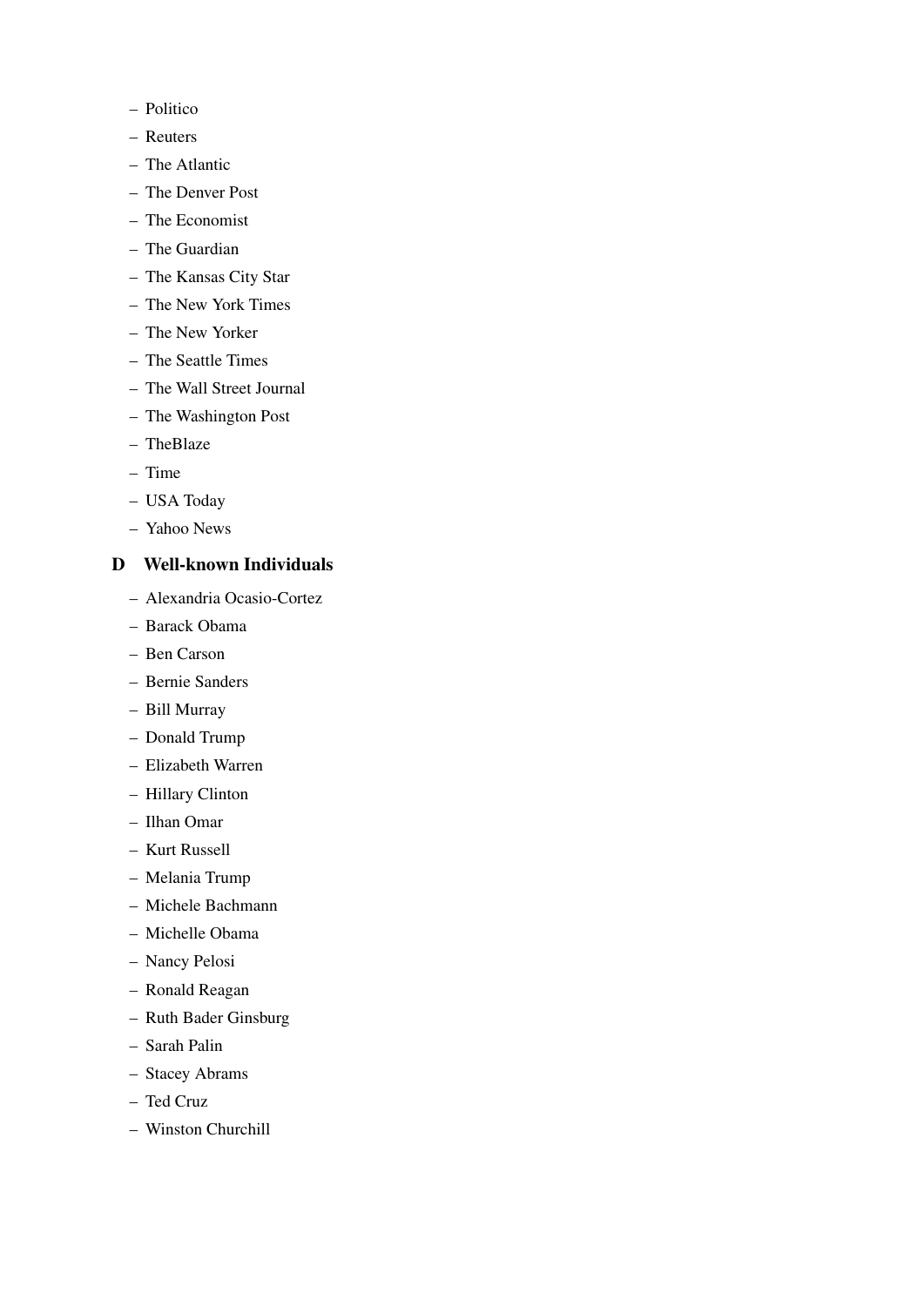- Politico
- Reuters
- The Atlantic
- The Denver Post
- The Economist
- The Guardian
- The Kansas City Star
- The New York Times
- The New Yorker
- The Seattle Times
- The Wall Street Journal
- The Washington Post
- TheBlaze
- Time
- USA Today
- Yahoo News

## D Well-known Individuals

- Alexandria Ocasio-Cortez
- Barack Obama
- Ben Carson
- Bernie Sanders
- Bill Murray
- Donald Trump
- Elizabeth Warren
- Hillary Clinton
- Ilhan Omar
- Kurt Russell
- Melania Trump
- Michele Bachmann
- Michelle Obama
- Nancy Pelosi
- Ronald Reagan
- Ruth Bader Ginsburg
- Sarah Palin
- Stacey Abrams
- Ted Cruz
- Winston Churchill